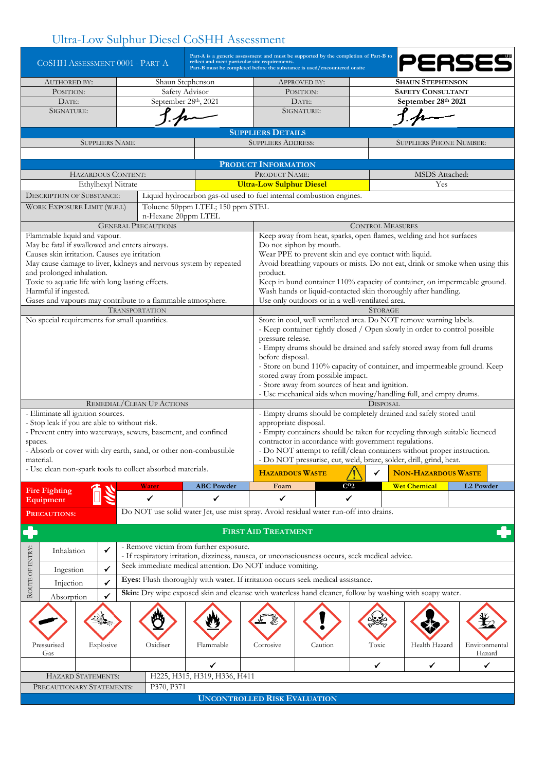# Ultra-Low Sulphur Diesel CoSHH Assessment

| CoSHH Assessment 0001 - Part-A | Part-A is a generic assessment and must be supported by the completion of Part-B to reflect and meet particular site requirements. Part-B must be completed before the substance is used/encountered onsite | PERSES |
|---|---|---|

| Authored by: | Shaun Stephenson | Approved by: | **Shaun Stephenson** |
|---|---|---|---|
| Position: | Safety Advisor | Position: | **Safety Consultant** |
| Date: | September 28th, 2021 | Date: | **September 28th 2021** |
| Signature: | | Signature: | |

## Suppliers Details

| Suppliers Name | Suppliers Address: | Suppliers Phone Number: |
|---|---|---|
| | | |

## Product Information

| Hazardous Content: | Product Name: | MSDS Attached: |
|---|---|---|
| Ethylhexyl Nitrate | **Ultra-Low Sulphur Diesel** | Yes |

| | |
|---|---|
| Description of Substance: | Liquid hydrocarbon gas-oil used to fuel internal combustion engines. |
| Work Exposure Limit (W.E.L) | Toluene 50ppm LTEL; 150 ppm STEL<br>n-Hexane 20ppm LTEL |

| General Precautions | Control Measures |
|---|---|
| Flammable liquid and vapour.<br>May be fatal if swallowed and enters airways.<br>Causes skin irritation. Causes eye irritation<br>May cause damage to liver, kidneys and nervous system by repeated and prolonged inhalation.<br>Toxic to aquatic life with long lasting effects.<br>Harmful if ingested.<br>Gases and vapours may contribute to a flammable atmosphere. | Keep away from heat, sparks, open flames, welding and hot surfaces<br>Do not siphon by mouth.<br>Wear PPE to prevent skin and eye contact with liquid.<br>Avoid breathing vapours or mists. Do not eat, drink or smoke when using this product.<br>Keep in bund container 110% capacity of container, on impermeable ground.<br>Wash hands or liquid-contacted skin thoroughly after handling.<br>Use only outdoors or in a well-ventilated area. |

| Transportation | Storage |
|---|---|
| No special requirements for small quantities. | Store in cool, well ventilated area. Do NOT remove warning labels.<br>- Keep container tightly closed / Open slowly in order to control possible pressure release.<br>- Empty drums should be drained and safely stored away from full drums before disposal.<br>- Store on bund 110% capacity of container, and impermeable ground. Keep stored away from possible impact.<br>- Store away from sources of heat and ignition.<br>- Use mechanical aids when moving/handling full, and empty drums. |

| Remedial/Clean Up Actions | Disposal |
|---|---|
| - Eliminate all ignition sources.<br>- Stop leak if you are able to without risk.<br>- Prevent entry into waterways, sewers, basement, and confined spaces.<br>- Absorb or cover with dry earth, sand, or other non-combustible material.<br>- Use clean non-spark tools to collect absorbed materials. | - Empty drums should be completely drained and safely stored until appropriate disposal.<br>- Empty containers should be taken for recycling through suitable licenced contractor in accordance with government regulations.<br>- Do NOT attempt to refill/clean containers without proper instruction.<br>- Do NOT pressurise, cut, weld, braze, solder, drill, grind, heat.<br>**Hazardous Waste** ✔ **Non-Hazardous Waste** |

| Fire Fighting Equipment | Water | ABC Powder | Foam | $CO_2$ | Wet Chemical | L2 Powder |
|---|---|---|---|---|---|---|
| | ✔ | ✔ | ✔ | ✔ | | |
| **Precautions:** | Do NOT use solid water Jet, use mist spray. Avoid residual water run-off into drains. | | | | | |

## First Aid Treatment

| Route of Entry: | | | |
|---|---|---|---|
| | Inhalation | ✔ | - Remove victim from further exposure.<br>- If respiratory irritation, dizziness, nausea, or unconsciousness occurs, seek medical advice. |
| | Ingestion | ✔ | Seek immediate medical attention. Do NOT induce vomiting. |
| | Injection | ✔ | **Eyes:** Flush thoroughly with water. If irritation occurs seek medical assistance. |
| | Absorption | ✔ | **Skin:** Dry wipe exposed skin and cleanse with waterless hand cleaner, follow by washing with soapy water. |

| Pressurised Gas | Explosive | Oxidiser | Flammable | Corrosive | Caution | Toxic | Health Hazard | Environmental Hazard |
|---|---|---|---|---|---|---|---|---|
| | | | ✔ | | | ✔ | ✔ | ✔ |

| | |
|---|---|
| Hazard Statements: | H225, H315, H319, H336, H411 |
| Precautionary Statements: | P370, P371 |

## Uncontrolled Risk Evaluation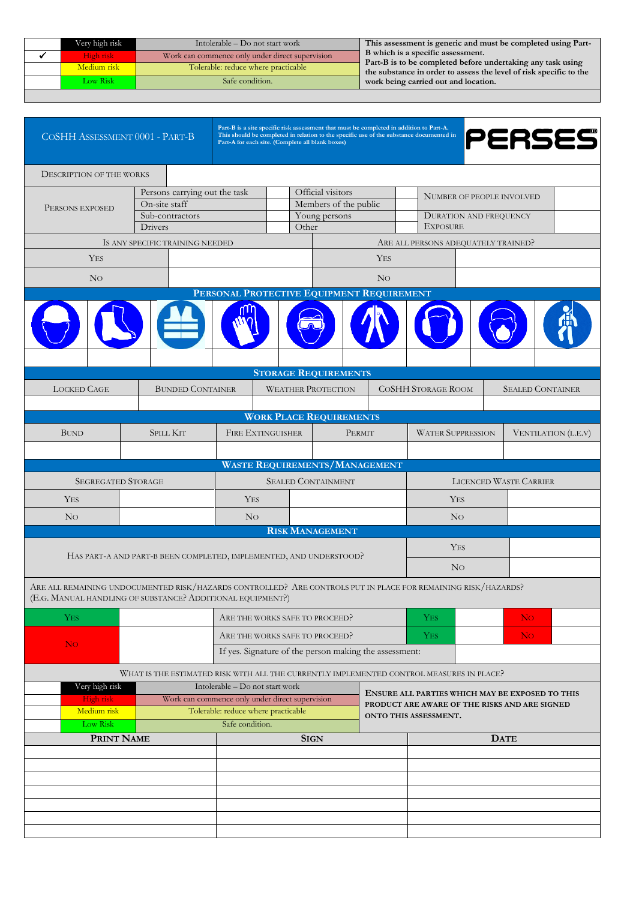| | | | |
|---|---|---|---|
| | Very high risk | Intolerable – Do not start work | This assessment is generic and must be completed using Part-B which is a specific assessment. Part-B is to be completed before undertaking any task using the substance in order to assess the level of risk specific to the work being carried out and location. |
| ✔ | High risk | Work can commence only under direct supervision | |
| | Medium risk | Tolerable: reduce where practicable | |
| | Low Risk | Safe condition. | |

# COSHH ASSESSMENT 0001 - PART-B

**Part-B is a site specific risk assessment that must be completed in addition to Part-A. This should be completed in relation to the specific use of the substance documented in Part-A for each site. (Complete all blank boxes)**

PERSES LTD

| | | | | | | | |
|---|---|---|---|---|---|---|---|
| DESCRIPTION OF THE WORKS | | | | | | | |
| PERSONS EXPOSED | Persons carrying out the task | | Official visitors | | NUMBER OF PEOPLE INVOLVED | | |
| | On-site staff | | Members of the public | | | | |
| | Sub-contractors | | Young persons | | DURATION AND FREQUENCY EXPOSURE | | |
| | Drivers | | Other | | | | |

| | | | |
|---|---|---|---|
| IS ANY SPECIFIC TRAINING NEEDED | | ARE ALL PERSONS ADEQUATELY TRAINED? | |
| YES | | YES | |
| NO | | NO | |

## PERSONAL PROTECTIVE EQUIPMENT REQUIREMENT

| | | | | | | | | |
|---|---|---|---|---|---|---|---|---|
| | | | | | | | | |

## STORAGE REQUIREMENTS

| LOCKED CAGE | BUNDED CONTAINER | WEATHER PROTECTION | COSHH STORAGE ROOM | SEALED CONTAINER |
|---|---|---|---|---|
| | | | | |

## WORK PLACE REQUIREMENTS

| BUND | SPILL KIT | FIRE EXTINGUISHER | PERMIT | WATER SUPPRESSION | VENTILATION (L.E.V) |
|---|---|---|---|---|---|
| | | | | | |

## WASTE REQUIREMENTS/MANAGEMENT

| SEGREGATED STORAGE | | SEALED CONTAINMENT | | LICENCED WASTE CARRIER | |
|---|---|---|---|---|---|
| YES | | YES | | YES | |
| NO | | NO | | NO | |

## RISK MANAGEMENT

| | | |
|---|---|---|
| HAS PART-A AND PART-B BEEN COMPLETED, IMPLEMENTED, AND UNDERSTOOD? | YES | |
| | NO | |

ARE ALL REMAINING UNDOCUMENTED RISK/HAZARDS CONTROLLED? ARE CONTROLS PUT IN PLACE FOR REMAINING RISK/HAZARDS? (E.G. MANUAL HANDLING OF SUBSTANCE? ADDITIONAL EQUIPMENT?)

| | | | | | | |
|---|---|---|---|---|---|---|
| YES | | ARE THE WORKS SAFE TO PROCEED? | YES | | NO | |
| NO | | ARE THE WORKS SAFE TO PROCEED? | YES | | NO | |
| | | If yes. Signature of the person making the assessment: | | | | |

WHAT IS THE ESTIMATED RISK WITH ALL THE CURRENTLY IMPLEMENTED CONTROL MEASURES IN PLACE?

| | | | |
|---|---|---|---|
| | Very high risk | Intolerable – Do not start work | ENSURE ALL PARTIES WHICH MAY BE EXPOSED TO THIS PRODUCT ARE AWARE OF THE RISKS AND ARE SIGNED ONTO THIS ASSESSMENT. |
| | High risk | Work can commence only under direct supervision | |
| | Medium risk | Tolerable: reduce where practicable | |
| | Low Risk | Safe condition. | |

| PRINT NAME | SIGN | DATE |
|---|---|---|
| | | |
| | | |
| | | |
| | | |
| | | |
| | | |
| | | |